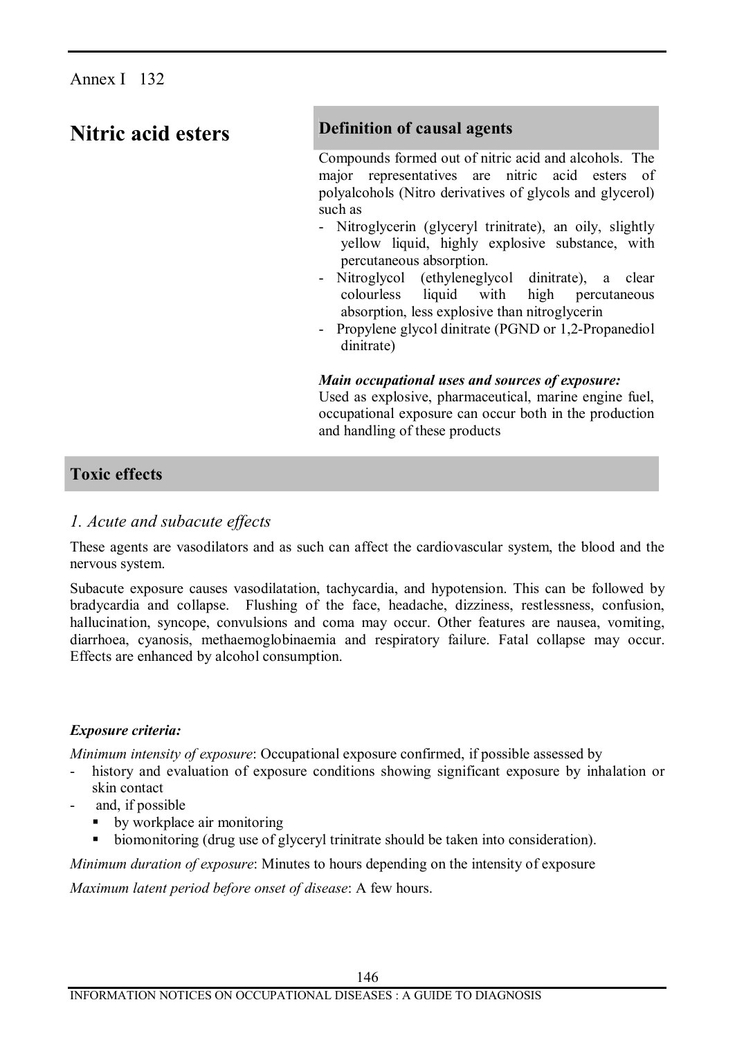Annex I 132

# Nitric acid esters

## Definition of causal agents

Compounds formed out of nitric acid and alcohols. The major representatives are nitric acid esters of polyalcohols (Nitro derivatives of glycols and glycerol) such as

- Nitroglycerin (glyceryl trinitrate), an oily, slightly yellow liquid, highly explosive substance, with percutaneous absorption.
- Nitroglycol (ethyleneglycol dinitrate), a clear colourless liquid with high percutaneous absorption, less explosive than nitroglycerin
- Propylene glycol dinitrate (PGND or 1,2-Propanediol dinitrate)

***Main occupational uses and sources of exposure:***

Used as explosive, pharmaceutical, marine engine fuel, occupational exposure can occur both in the production and handling of these products

## Toxic effects

### *1. Acute and subacute effects*

These agents are vasodilators and as such can affect the cardiovascular system, the blood and the nervous system.

Subacute exposure causes vasodilatation, tachycardia, and hypotension. This can be followed by bradycardia and collapse. Flushing of the face, headache, dizziness, restlessness, confusion, hallucination, syncope, convulsions and coma may occur. Other features are nausea, vomiting, diarrhoea, cyanosis, methaemoglobinaemia and respiratory failure. Fatal collapse may occur. Effects are enhanced by alcohol consumption.

***Exposure criteria:***

*Minimum intensity of exposure*: Occupational exposure confirmed, if possible assessed by

- history and evaluation of exposure conditions showing significant exposure by inhalation or skin contact
- and, if possible
  - by workplace air monitoring
  - biomonitoring (drug use of glyceryl trinitrate should be taken into consideration).

*Minimum duration of exposure*: Minutes to hours depending on the intensity of exposure

*Maximum latent period before onset of disease*: A few hours.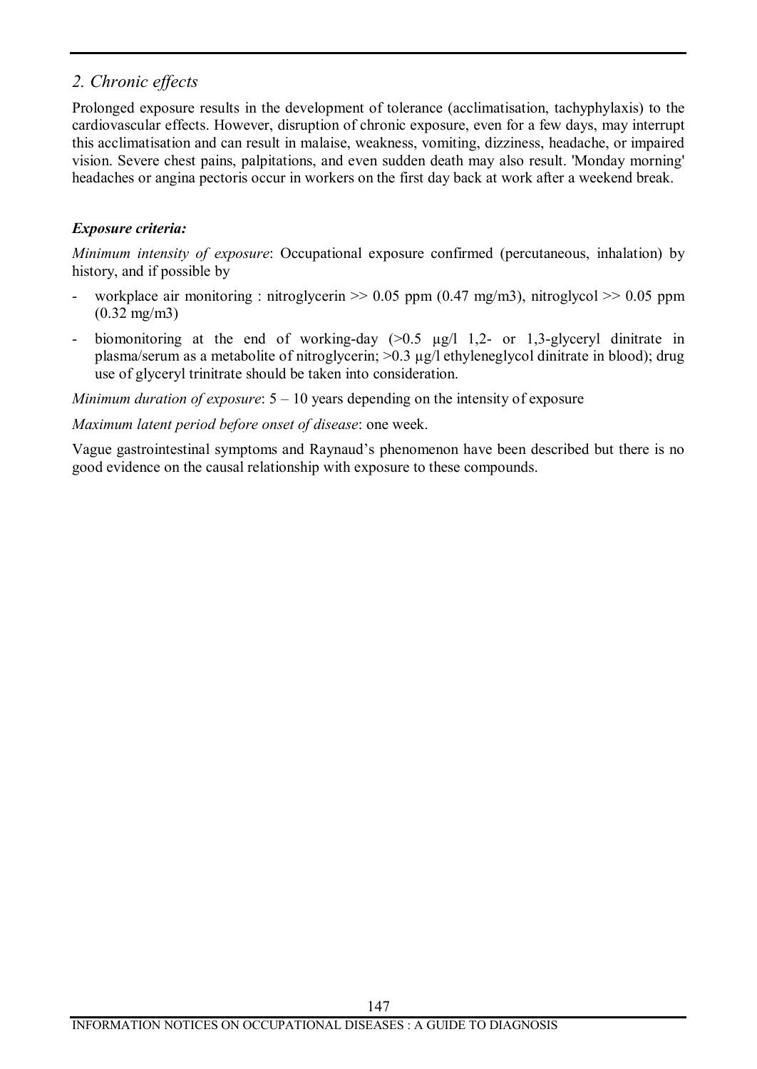## *2. Chronic effects*

Prolonged exposure results in the development of tolerance (acclimatisation, tachyphylaxis) to the cardiovascular effects. However, disruption of chronic exposure, even for a few days, may interrupt this acclimatisation and can result in malaise, weakness, vomiting, dizziness, headache, or impaired vision. Severe chest pains, palpitations, and even sudden death may also result. 'Monday morning' headaches or angina pectoris occur in workers on the first day back at work after a weekend break.

***Exposure criteria:***

*Minimum intensity of exposure*: Occupational exposure confirmed (percutaneous, inhalation) by history, and if possible by

- workplace air monitoring : nitroglycerin >> 0.05 ppm (0.47 mg/m3), nitroglycol >> 0.05 ppm (0.32 mg/m3)
- biomonitoring at the end of working-day (>0.5 µg/l 1,2- or 1,3-glyceryl dinitrate in plasma/serum as a metabolite of nitroglycerin; >0.3 µg/l ethyleneglycol dinitrate in blood); drug use of glyceryl trinitrate should be taken into consideration.

*Minimum duration of exposure*: 5 – 10 years depending on the intensity of exposure

*Maximum latent period before onset of disease*: one week.

Vague gastrointestinal symptoms and Raynaud's phenomenon have been described but there is no good evidence on the causal relationship with exposure to these compounds.